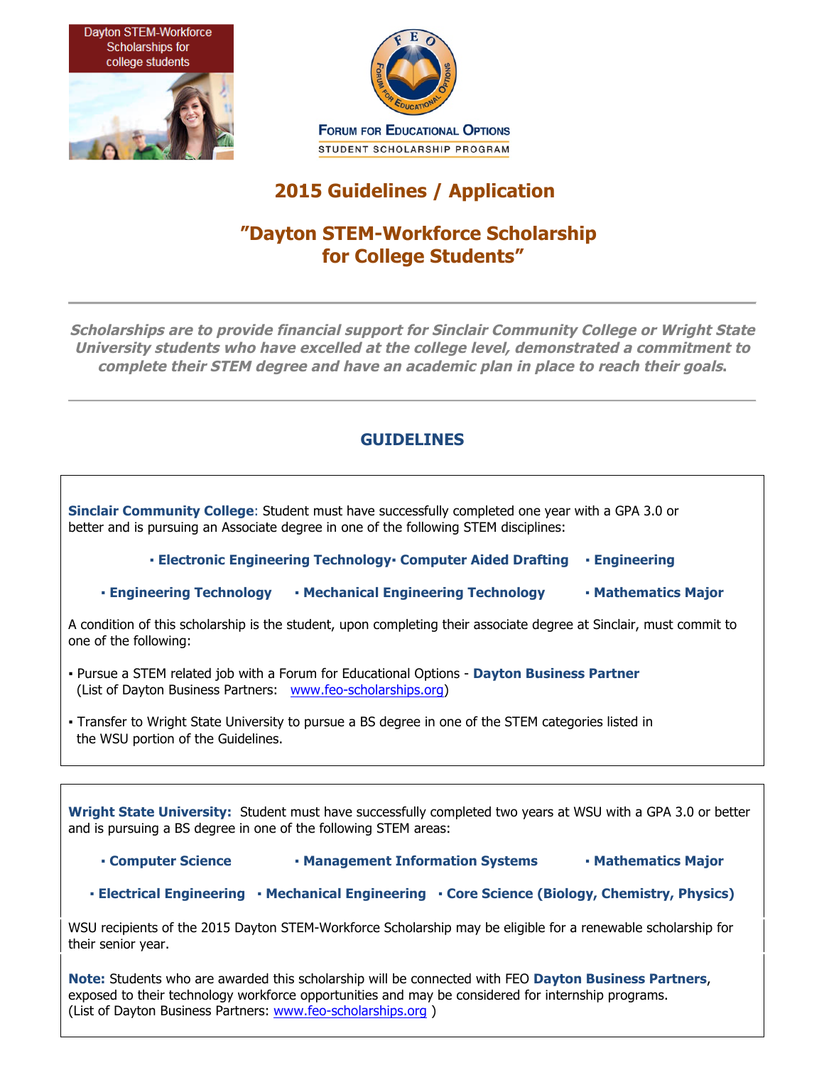Dayton STEM-Workforce Scholarships for college students

**FORUM FOR EDUCATIONAL OPTIONS**
STUDENT SCHOLARSHIP PROGRAM

# 2015 Guidelines / Application

# "Dayton STEM-Workforce Scholarship for College Students"

---

***Scholarships are to provide financial support for Sinclair Community College or Wright State University students who have excelled at the college level, demonstrated a commitment to complete their STEM degree and have an academic plan in place to reach their goals.***

---

## GUIDELINES

**Sinclair Community College**: Student must have successfully completed one year with a GPA 3.0 or better and is pursuing an Associate degree in one of the following STEM disciplines:

- **Electronic Engineering Technology**
- **Computer Aided Drafting**
- **Engineering**
- **Engineering Technology**
- **Mechanical Engineering Technology**
- **Mathematics Major**

A condition of this scholarship is the student, upon completing their associate degree at Sinclair, must commit to one of the following:

- Pursue a STEM related job with a Forum for Educational Options - **Dayton Business Partner** (List of Dayton Business Partners: www.feo-scholarships.org)
- Transfer to Wright State University to pursue a BS degree in one of the STEM categories listed in the WSU portion of the Guidelines.

**Wright State University:** Student must have successfully completed two years at WSU with a GPA 3.0 or better and is pursuing a BS degree in one of the following STEM areas:

- **Computer Science**
- **Management Information Systems**
- **Mathematics Major**
- **Electrical Engineering**
- **Mechanical Engineering**
- **Core Science (Biology, Chemistry, Physics)**

WSU recipients of the 2015 Dayton STEM-Workforce Scholarship may be eligible for a renewable scholarship for their senior year.

**Note:** Students who are awarded this scholarship will be connected with FEO **Dayton Business Partners**, exposed to their technology workforce opportunities and may be considered for internship programs. (List of Dayton Business Partners: www.feo-scholarships.org )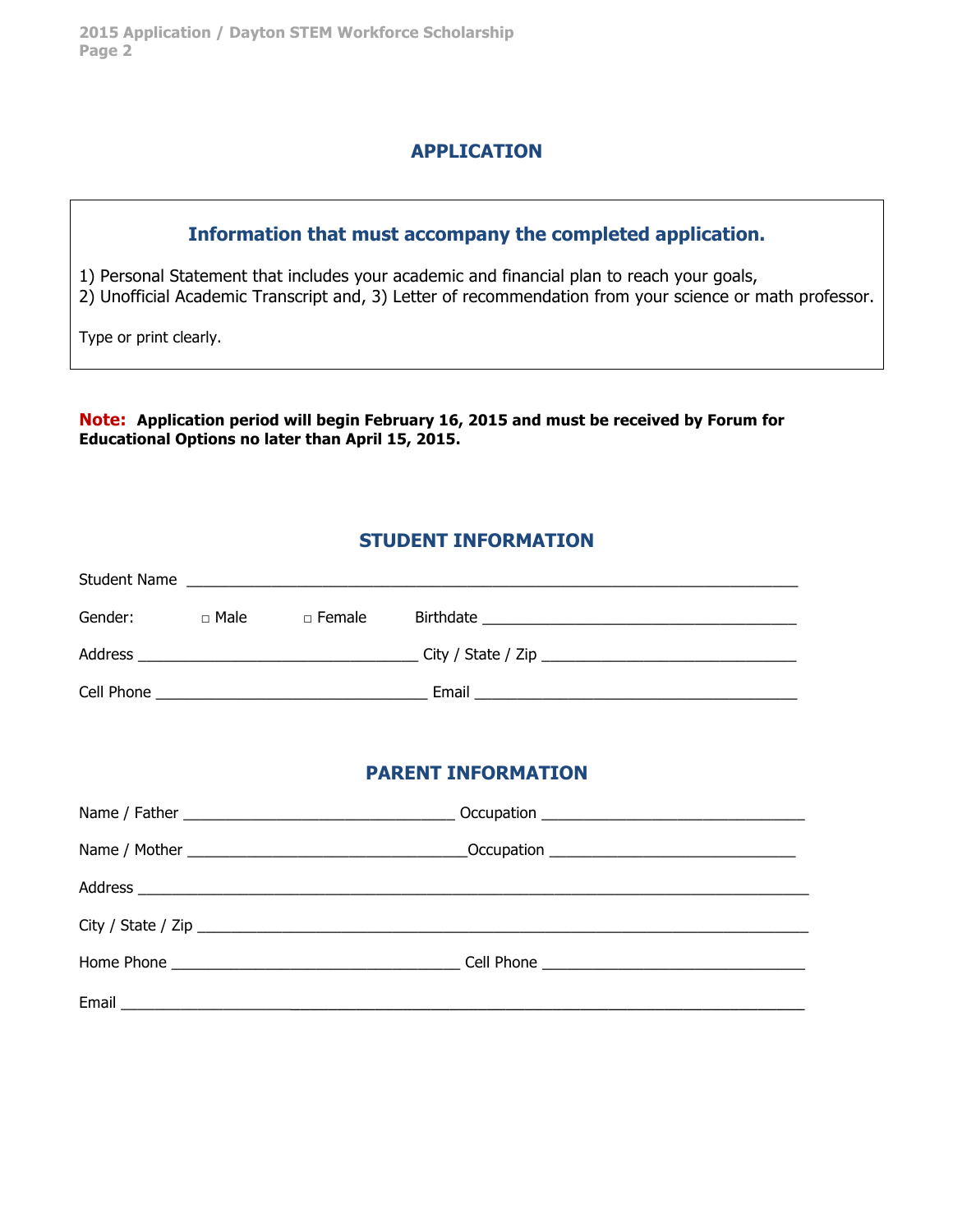## APPLICATION

### Information that must accompany the completed application.

1) Personal Statement that includes your academic and financial plan to reach your goals,
2) Unofficial Academic Transcript and, 3) Letter of recommendation from your science or math professor.

Type or print clearly.

**Note: Application period will begin February 16, 2015 and must be received by Forum for Educational Options no later than April 15, 2015.**

## STUDENT INFORMATION

Student Name ___________________________________________________________________________

Gender: □ Male □ Female Birthdate ______________________________________

Address __________________________________ City / State / Zip _______________________________

Cell Phone _________________________________ Email ________________________________________

## PARENT INFORMATION

Name / Father _________________________________ Occupation ________________________________

Name / Mother _________________________________ Occupation ______________________________

Address ___________________________________________________________________________________

City / State / Zip __________________________________________________________________________

Home Phone ___________________________________ Cell Phone ________________________________

Email _____________________________________________________________________________________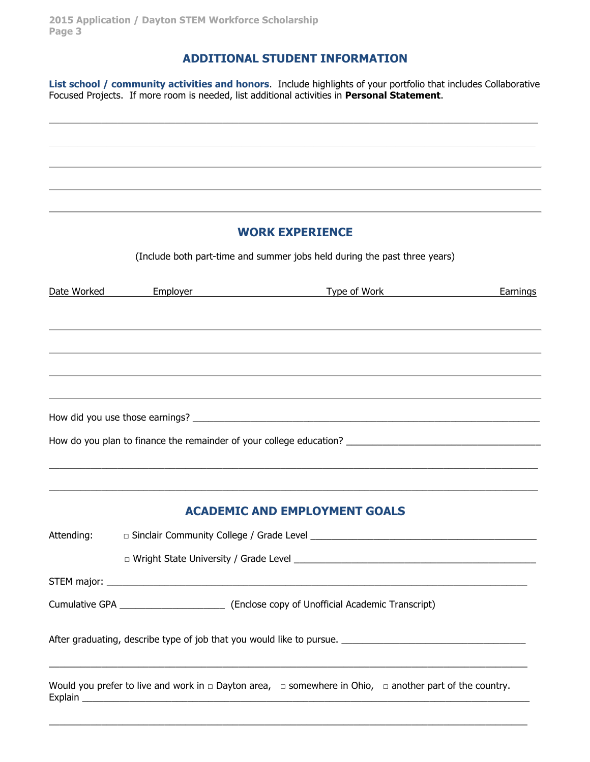## ADDITIONAL STUDENT INFORMATION

**List school / community activities and honors**. Include highlights of your portfolio that includes Collaborative Focused Projects. If more room is needed, list additional activities in **Personal Statement**.

______________________________________________________________________________

______________________________________________________________________________

______________________________________________________________________________

______________________________________________________________________________

______________________________________________________________________________

## WORK EXPERIENCE

(Include both part-time and summer jobs held during the past three years)

| Date Worked | Employer | Type of Work | Earnings |
|---|---|---|---|
| | | | |
| | | | |
| | | | |
| | | | |

How did you use those earnings? ______________________________________________________________

How do you plan to finance the remainder of your college education? ___________________________________

______________________________________________________________________________

______________________________________________________________________________

## ACADEMIC AND EMPLOYMENT GOALS

Attending: □ Sinclair Community College / Grade Level ___________________________________

□ Wright State University / Grade Level ___________________________________

STEM major: ______________________________________________________________________

Cumulative GPA ____________________ (Enclose copy of Unofficial Academic Transcript)

After graduating, describe type of job that you would like to pursue. ___________________________________

______________________________________________________________________________

Would you prefer to live and work in □ Dayton area, □ somewhere in Ohio, □ another part of the country.
Explain ______________________________________________________________________________

______________________________________________________________________________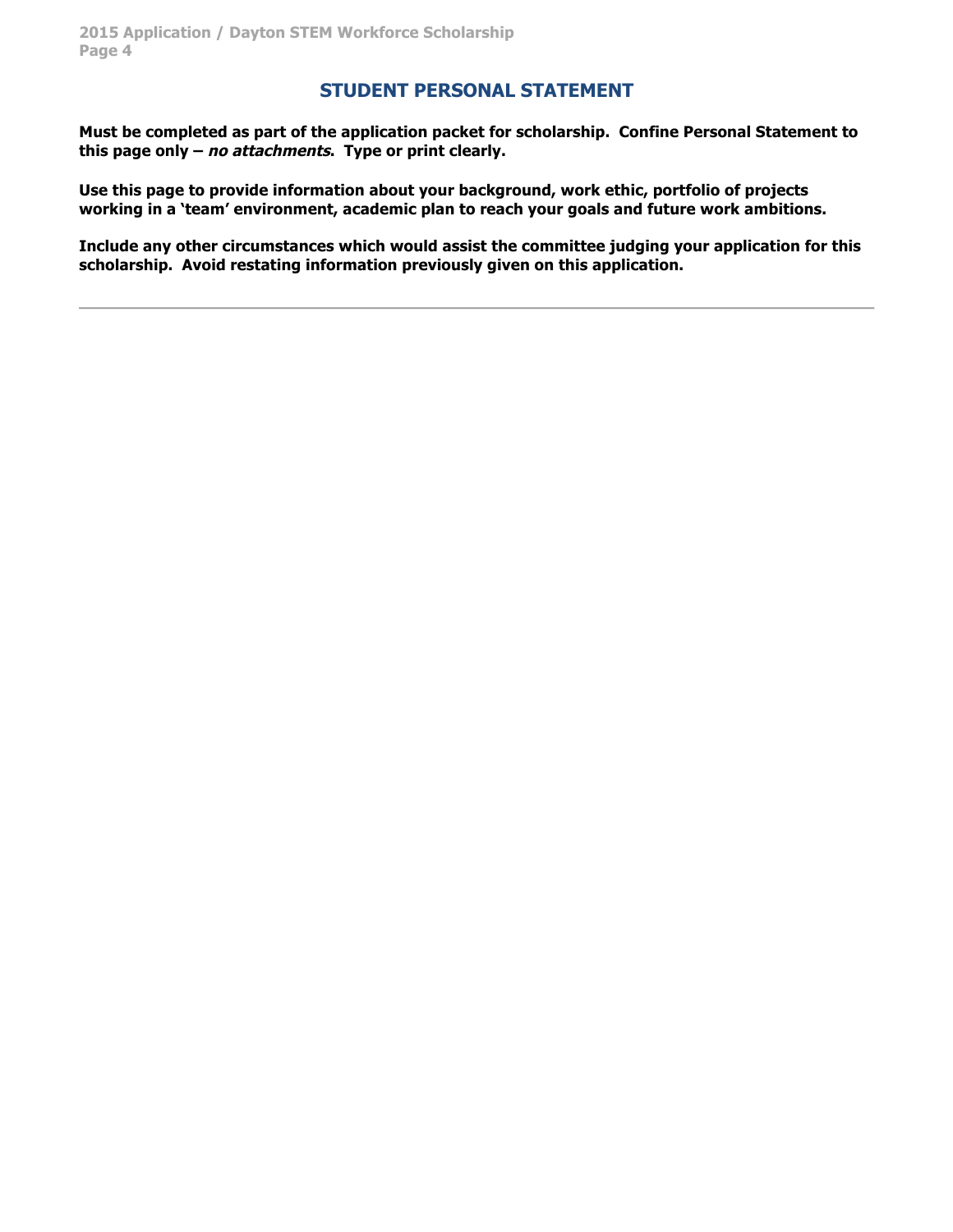## STUDENT PERSONAL STATEMENT

**Must be completed as part of the application packet for scholarship. Confine Personal Statement to this page only – *no attachments*. Type or print clearly.**

**Use this page to provide information about your background, work ethic, portfolio of projects working in a 'team' environment, academic plan to reach your goals and future work ambitions.**

**Include any other circumstances which would assist the committee judging your application for this scholarship. Avoid restating information previously given on this application.**

---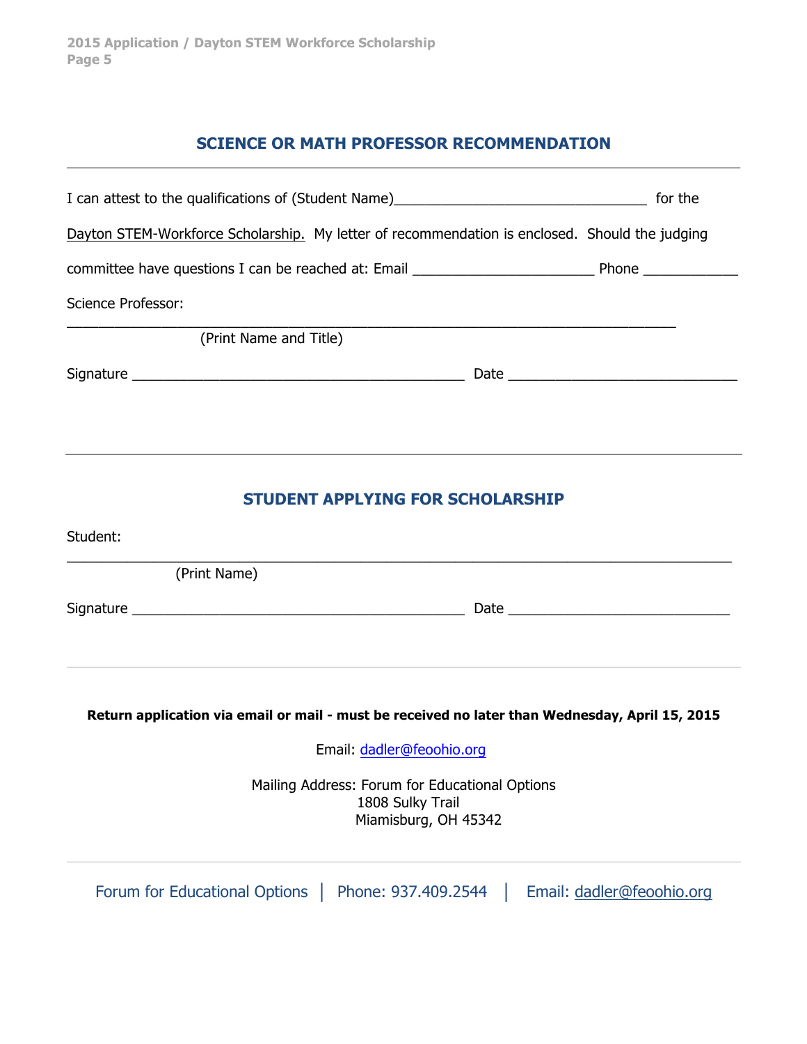## SCIENCE OR MATH PROFESSOR RECOMMENDATION

---

I can attest to the qualifications of (Student Name)________________________________ for the

Dayton STEM-Workforce Scholarship. My letter of recommendation is enclosed. Should the judging

committee have questions I can be reached at: Email _______________________ Phone ____________

Science Professor:

_______________________________________________________________________________

(Print Name and Title)

Signature ___________________________________________ Date _____________________________

---

## STUDENT APPLYING FOR SCHOLARSHIP

Student:

_______________________________________________________________________________

(Print Name)

Signature ___________________________________________ Date _____________________________

---

**Return application via email or mail - must be received no later than Wednesday, April 15, 2015**

Email: dadler@feoohio.org

Mailing Address: Forum for Educational Options
1808 Sulky Trail
Miamisburg, OH 45342

---

Forum for Educational Options | Phone: 937.409.2544 | Email: dadler@feoohio.org